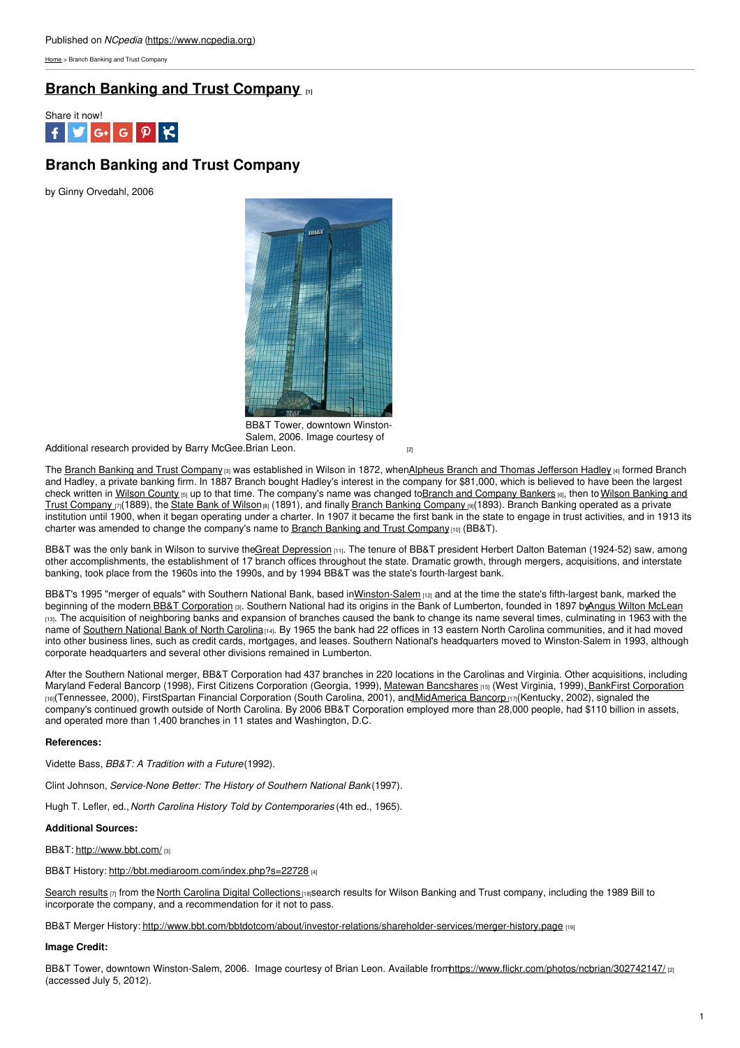Published on *NCpedia* (https://www.ncpedia.org)

Home > Branch Banking and Trust Company

# Branch Banking and Trust Company [1]

Share it now!

## Branch Banking and Trust Company

by Ginny Orvedahl, 2006

BB&T Tower, downtown Winston-Salem, 2006. Image courtesy of Brian Leon. [2]

Additional research provided by Barry McGee.

The Branch Banking and Trust Company [3] was established in Wilson in 1872, when Alpheus Branch and Thomas Jefferson Hadley [4] formed Branch and Hadley, a private banking firm. In 1887 Branch bought Hadley's interest in the company for $81,000, which is believed to have been the largest check written in Wilson County [5] up to that time. The company's name was changed to Branch and Company Bankers [6], then to Wilson Banking and Trust Company [7](1889), the State Bank of Wilson [8] (1891), and finally Branch Banking Company [9](1893). Branch Banking operated as a private institution until 1900, when it began operating under a charter. In 1907 it became the first bank in the state to engage in trust activities, and in 1913 its charter was amended to change the company's name to Branch Banking and Trust Company [10] (BB&T).

BB&T was the only bank in Wilson to survive the Great Depression [11]. The tenure of BB&T president Herbert Dalton Bateman (1924-52) saw, among other accomplishments, the establishment of 17 branch offices throughout the state. Dramatic growth, through mergers, acquisitions, and interstate banking, took place from the 1960s into the 1990s, and by 1994 BB&T was the state's fourth-largest bank.

BB&T's 1995 "merger of equals" with Southern National Bank, based in Winston-Salem [12] and at the time the state's fifth-largest bank, marked the beginning of the modern BB&T Corporation [3]. Southern National had its origins in the Bank of Lumberton, founded in 1897 by Angus Wilton McLean [13]. The acquisition of neighboring banks and expansion of branches caused the bank to change its name several times, culminating in 1963 with the name of Southern National Bank of North Carolina [14]. By 1965 the bank had 22 offices in 13 eastern North Carolina communities, and it had moved into other business lines, such as credit cards, mortgages, and leases. Southern National's headquarters moved to Winston-Salem in 1993, although corporate headquarters and several other divisions remained in Lumberton.

After the Southern National merger, BB&T Corporation had 437 branches in 220 locations in the Carolinas and Virginia. Other acquisitions, including Maryland Federal Bancorp (1998), First Citizens Corporation (Georgia, 1999), Matewan Bancshares [15] (West Virginia, 1999), BankFirst Corporation [16](Tennessee, 2000), FirstSpartan Financial Corporation (South Carolina, 2001), and MidAmerica Bancorp [17](Kentucky, 2002), signaled the company's continued growth outside of North Carolina. By 2006 BB&T Corporation employed more than 28,000 people, had $110 billion in assets, and operated more than 1,400 branches in 11 states and Washington, D.C.

**References:**

Vidette Bass, *BB&T: A Tradition with a Future* (1992).

Clint Johnson, *Service-None Better: The History of Southern National Bank* (1997).

Hugh T. Lefler, ed., *North Carolina History Told by Contemporaries* (4th ed., 1965).

**Additional Sources:**

BB&T: http://www.bbt.com/ [3]

BB&T History: http://bbt.mediaroom.com/index.php?s=22728 [4]

Search results [7] from the North Carolina Digital Collections [18] search results for Wilson Banking and Trust company, including the 1989 Bill to incorporate the company, and a recommendation for it not to pass.

BB&T Merger History: http://www.bbt.com/bbtdotcom/about/investor-relations/shareholder-services/merger-history.page [19]

**Image Credit:**

BB&T Tower, downtown Winston-Salem, 2006. Image courtesy of Brian Leon. Available from https://www.flickr.com/photos/ncbrian/302742147/ [2] (accessed July 5, 2012).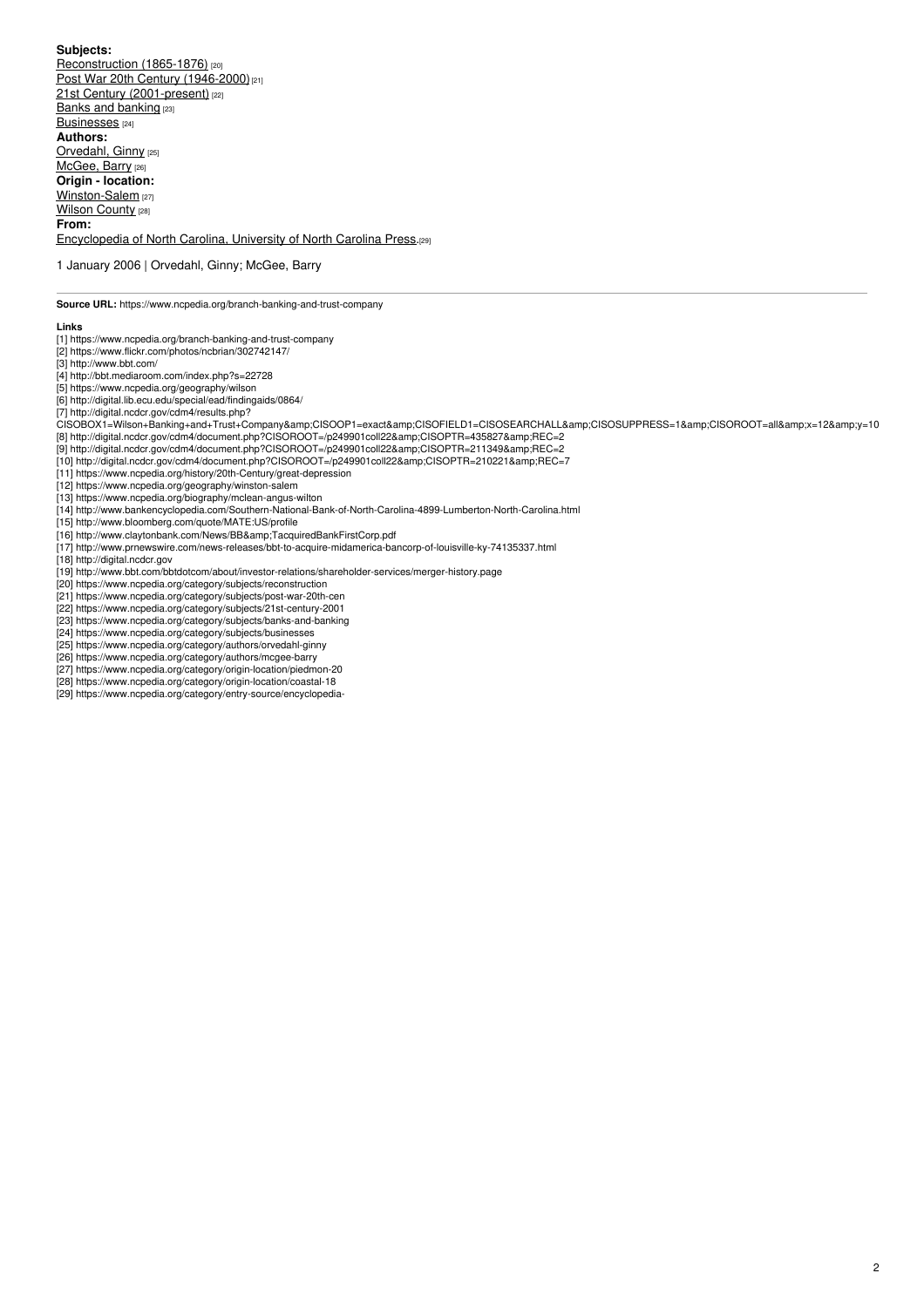**Subjects:**
Reconstruction (1865-1876) [20]
Post War 20th Century (1946-2000) [21]
21st Century (2001-present) [22]
Banks and banking [23]
Businesses [24]
**Authors:**
Orvedahl, Ginny [25]
McGee, Barry [26]
**Origin - location:**
Winston-Salem [27]
Wilson County [28]
**From:**
Encyclopedia of North Carolina, University of North Carolina Press. [29]

1 January 2006 | Orvedahl, Ginny; McGee, Barry

---

**Source URL:** https://www.ncpedia.org/branch-banking-and-trust-company

**Links**
[1] https://www.ncpedia.org/branch-banking-and-trust-company
[2] https://www.flickr.com/photos/ncbrian/302742147/
[3] http://www.bbt.com/
[4] http://bbt.mediaroom.com/index.php?s=22728
[5] https://www.ncpedia.org/geography/wilson
[6] http://digital.lib.ecu.edu/special/ead/findingaids/0864/
[7] http://digital.ncdcr.gov/cdm4/results.php?CISOBOX1=Wilson+Banking+and+Trust+Company&amp;CISOOP1=exact&amp;CISOFIELD1=CISOSEARCHALL&amp;CISOSUPPRESS=1&amp;CISOROOT=all&amp;x=12&amp;y=10
[8] http://digital.ncdcr.gov/cdm4/document.php?CISOROOT=/p249901coll22&amp;CISOPTR=435827&amp;REC=2
[9] http://digital.ncdcr.gov/cdm4/document.php?CISOROOT=/p249901coll22&amp;CISOPTR=211349&amp;REC=2
[10] http://digital.ncdcr.gov/cdm4/document.php?CISOROOT=/p249901coll22&amp;CISOPTR=210221&amp;REC=7
[11] https://www.ncpedia.org/history/20th-Century/great-depression
[12] https://www.ncpedia.org/geography/winston-salem
[13] https://www.ncpedia.org/biography/mclean-angus-wilton
[14] http://www.bankencyclopedia.com/Southern-National-Bank-of-North-Carolina-4899-Lumberton-North-Carolina.html
[15] http://www.bloomberg.com/quote/MATE:US/profile
[16] http://www.claytonbank.com/News/BB&amp;TacquiredBankFirstCorp.pdf
[17] http://www.prnewswire.com/news-releases/bbt-to-acquire-midamerica-bancorp-of-louisville-ky-74135337.html
[18] http://digital.ncdcr.gov
[19] http://www.bbt.com/bbtdotcom/about/investor-relations/shareholder-services/merger-history.page
[20] https://www.ncpedia.org/category/subjects/reconstruction
[21] https://www.ncpedia.org/category/subjects/post-war-20th-cen
[22] https://www.ncpedia.org/category/subjects/21st-century-2001
[23] https://www.ncpedia.org/category/subjects/banks-and-banking
[24] https://www.ncpedia.org/category/subjects/businesses
[25] https://www.ncpedia.org/category/authors/orvedahl-ginny
[26] https://www.ncpedia.org/category/authors/mcgee-barry
[27] https://www.ncpedia.org/category/origin-location/piedmon-20
[28] https://www.ncpedia.org/category/origin-location/coastal-18
[29] https://www.ncpedia.org/category/entry-source/encyclopedia-